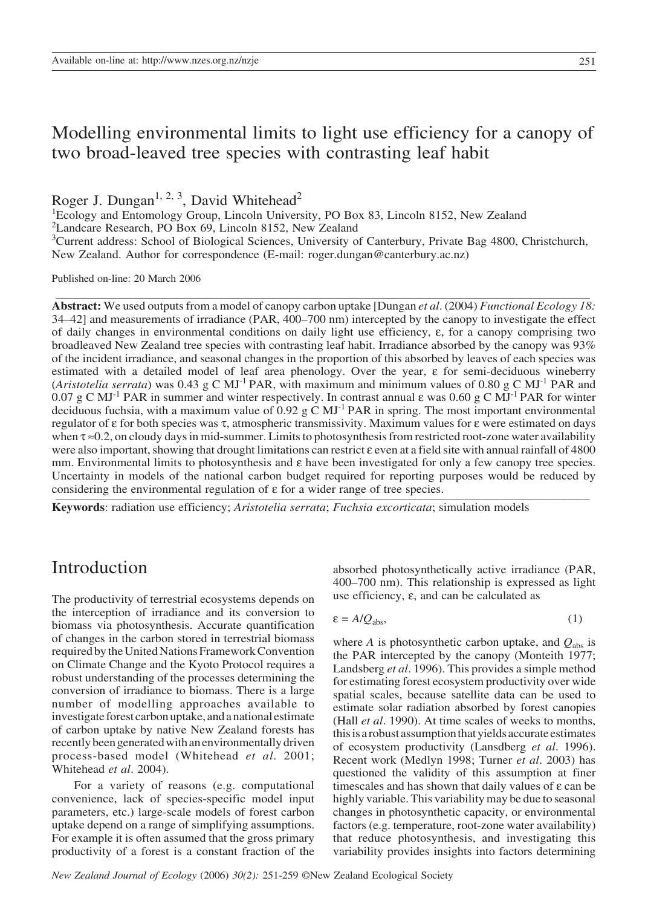# Modelling environmental limits to light use efficiency for a canopy of two broad-leaved tree species with contrasting leaf habit

Roger J. Dungan[1, 2, 3], David Whitehead[2]

[1]Ecology and Entomology Group, Lincoln University, PO Box 83, Lincoln 8152, New Zealand
[2]Landcare Research, PO Box 69, Lincoln 8152, New Zealand
[3]Current address: School of Biological Sciences, University of Canterbury, Private Bag 4800, Christchurch, New Zealand. Author for correspondence (E-mail: roger.dungan@canterbury.ac.nz)

Published on-line: 20 March 2006

**Abstract:** We used outputs from a model of canopy carbon uptake [Dungan *et al*. (2004) *Functional Ecology 18:* 34–42] and measurements of irradiance (PAR, 400–700 nm) intercepted by the canopy to investigate the effect of daily changes in environmental conditions on daily light use efficiency, ε, for a canopy comprising two broadleaved New Zealand tree species with contrasting leaf habit. Irradiance absorbed by the canopy was 93% of the incident irradiance, and seasonal changes in the proportion of this absorbed by leaves of each species was estimated with a detailed model of leaf area phenology. Over the year, ε for semi-deciduous wineberry (*Aristotelia serrata*) was 0.43 g C MJ$^{-1}$ PAR, with maximum and minimum values of 0.80 g C MJ$^{-1}$ PAR and 0.07 g C MJ$^{-1}$ PAR in summer and winter respectively. In contrast annual ε was 0.60 g C MJ$^{-1}$ PAR for winter deciduous fuchsia, with a maximum value of 0.92 g C MJ$^{-1}$ PAR in spring. The most important environmental regulator of ε for both species was τ, atmospheric transmissivity. Maximum values for ε were estimated on days when τ ≈0.2, on cloudy days in mid-summer. Limits to photosynthesis from restricted root-zone water availability were also important, showing that drought limitations can restrict ε even at a field site with annual rainfall of 4800 mm. Environmental limits to photosynthesis and ε have been investigated for only a few canopy tree species. Uncertainty in models of the national carbon budget required for reporting purposes would be reduced by considering the environmental regulation of ε for a wider range of tree species.

**Keywords**: radiation use efficiency; *Aristotelia serrata*; *Fuchsia excorticata*; simulation models

## Introduction

The productivity of terrestrial ecosystems depends on the interception of irradiance and its conversion to biomass via photosynthesis. Accurate quantification of changes in the carbon stored in terrestrial biomass required by the United Nations Framework Convention on Climate Change and the Kyoto Protocol requires a robust understanding of the processes determining the conversion of irradiance to biomass. There is a large number of modelling approaches available to investigate forest carbon uptake, and a national estimate of carbon uptake by native New Zealand forests has recently been generated with an environmentally driven process-based model (Whitehead *et al*. 2001; Whitehead *et al*. 2004).

For a variety of reasons (e.g. computational convenience, lack of species-specific model input parameters, etc.) large-scale models of forest carbon uptake depend on a range of simplifying assumptions. For example it is often assumed that the gross primary productivity of a forest is a constant fraction of the absorbed photosynthetically active irradiance (PAR, 400–700 nm). This relationship is expressed as light use efficiency, ε, and can be calculated as

$$\varepsilon = A/Q_{abs}, \tag{1}$$

where $A$ is photosynthetic carbon uptake, and $Q_{abs}$ is the PAR intercepted by the canopy (Monteith 1977; Landsberg *et al*. 1996). This provides a simple method for estimating forest ecosystem productivity over wide spatial scales, because satellite data can be used to estimate solar radiation absorbed by forest canopies (Hall *et al*. 1990). At time scales of weeks to months, this is a robust assumption that yields accurate estimates of ecosystem productivity (Lansdberg *et al*. 1996). Recent work (Medlyn 1998; Turner *et al*. 2003) has questioned the validity of this assumption at finer timescales and has shown that daily values of ε can be highly variable. This variability may be due to seasonal changes in photosynthetic capacity, or environmental factors (e.g. temperature, root-zone water availability) that reduce photosynthesis, and investigating this variability provides insights into factors determining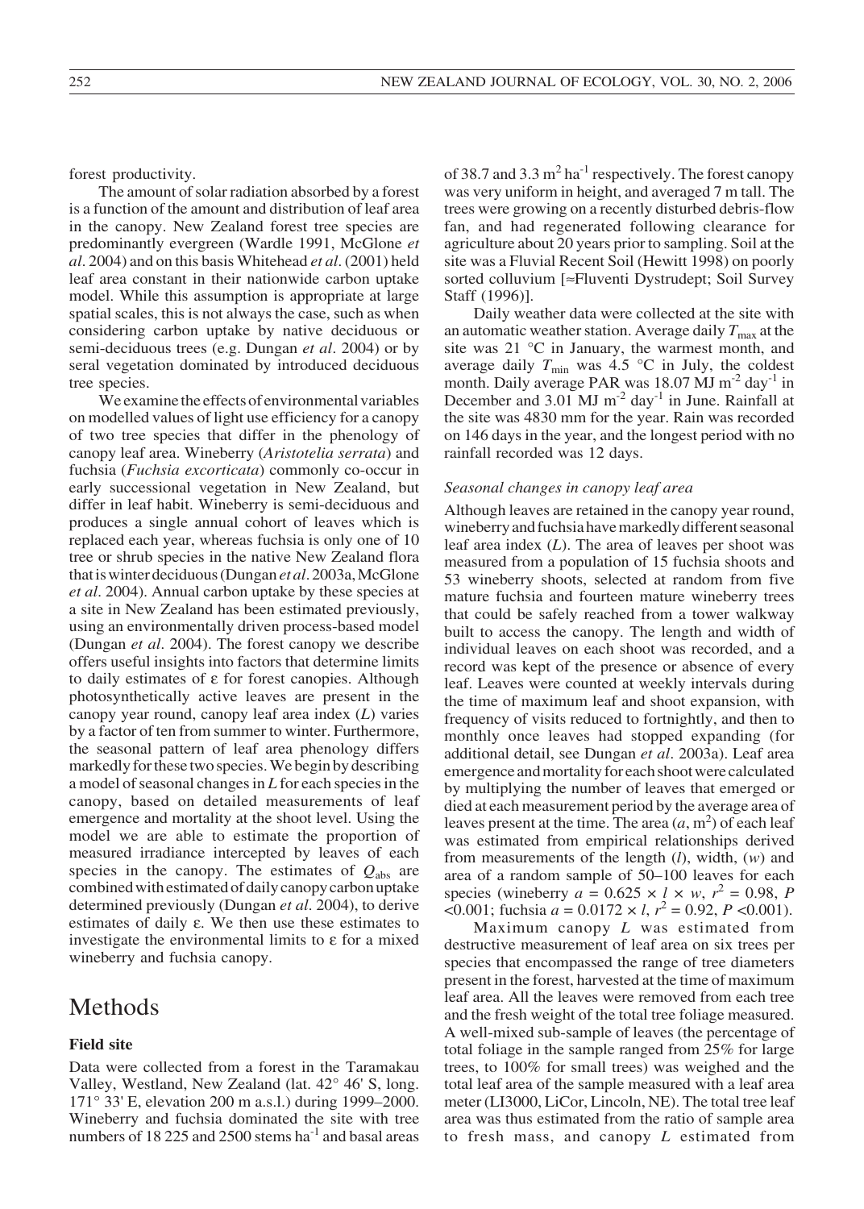forest productivity.

The amount of solar radiation absorbed by a forest is a function of the amount and distribution of leaf area in the canopy. New Zealand forest tree species are predominantly evergreen (Wardle 1991, McGlone *et al*. 2004) and on this basis Whitehead *et al*. (2001) held leaf area constant in their nationwide carbon uptake model. While this assumption is appropriate at large spatial scales, this is not always the case, such as when considering carbon uptake by native deciduous or semi-deciduous trees (e.g. Dungan *et al*. 2004) or by seral vegetation dominated by introduced deciduous tree species.

We examine the effects of environmental variables on modelled values of light use efficiency for a canopy of two tree species that differ in the phenology of canopy leaf area. Wineberry (*Aristotelia serrata*) and fuchsia (*Fuchsia excorticata*) commonly co-occur in early successional vegetation in New Zealand, but differ in leaf habit. Wineberry is semi-deciduous and produces a single annual cohort of leaves which is replaced each year, whereas fuchsia is only one of 10 tree or shrub species in the native New Zealand flora that is winter deciduous (Dungan *et al*. 2003a, McGlone *et al*. 2004). Annual carbon uptake by these species at a site in New Zealand has been estimated previously, using an environmentally driven process-based model (Dungan *et al*. 2004). The forest canopy we describe offers useful insights into factors that determine limits to daily estimates of ε for forest canopies. Although photosynthetically active leaves are present in the canopy year round, canopy leaf area index ($L$) varies by a factor of ten from summer to winter. Furthermore, the seasonal pattern of leaf area phenology differs markedly for these two species. We begin by describing a model of seasonal changes in $L$ for each species in the canopy, based on detailed measurements of leaf emergence and mortality at the shoot level. Using the model we are able to estimate the proportion of measured irradiance intercepted by leaves of each species in the canopy. The estimates of $Q_{abs}$ are combined with estimated of daily canopy carbon uptake determined previously (Dungan *et al*. 2004), to derive estimates of daily ε. We then use these estimates to investigate the environmental limits to ε for a mixed wineberry and fuchsia canopy.

# Methods

## Field site

Data were collected from a forest in the Taramakau Valley, Westland, New Zealand (lat. 42° 46' S, long. 171° 33' E, elevation 200 m a.s.l.) during 1999–2000. Wineberry and fuchsia dominated the site with tree numbers of 18 225 and 2500 stems ha$^{-1}$ and basal areas of 38.7 and 3.3 m$^2$ ha$^{-1}$ respectively. The forest canopy was very uniform in height, and averaged 7 m tall. The trees were growing on a recently disturbed debris-flow fan, and had regenerated following clearance for agriculture about 20 years prior to sampling. Soil at the site was a Fluvial Recent Soil (Hewitt 1998) on poorly sorted colluvium [≈Fluventi Dystrudept; Soil Survey Staff (1996)].

Daily weather data were collected at the site with an automatic weather station. Average daily $T_{max}$ at the site was 21 °C in January, the warmest month, and average daily $T_{min}$ was 4.5 °C in July, the coldest month. Daily average PAR was 18.07 MJ m$^{-2}$ day$^{-1}$ in December and 3.01 MJ m$^{-2}$ day$^{-1}$ in June. Rainfall at the site was 4830 mm for the year. Rain was recorded on 146 days in the year, and the longest period with no rainfall recorded was 12 days.

### Seasonal changes in canopy leaf area

Although leaves are retained in the canopy year round, wineberry and fuchsia have markedly different seasonal leaf area index ($L$). The area of leaves per shoot was measured from a population of 15 fuchsia shoots and 53 wineberry shoots, selected at random from five mature fuchsia and fourteen mature wineberry trees that could be safely reached from a tower walkway built to access the canopy. The length and width of individual leaves on each shoot was recorded, and a record was kept of the presence or absence of every leaf. Leaves were counted at weekly intervals during the time of maximum leaf and shoot expansion, with frequency of visits reduced to fortnightly, and then to monthly once leaves had stopped expanding (for additional detail, see Dungan *et al*. 2003a). Leaf area emergence and mortality for each shoot were calculated by multiplying the number of leaves that emerged or died at each measurement period by the average area of leaves present at the time. The area ($a$, m$^2$) of each leaf was estimated from empirical relationships derived from measurements of the length ($l$), width, ($w$) and area of a random sample of 50–100 leaves for each species (wineberry $a = 0.625 \times l \times w$, $r^2 = 0.98$, $P < 0.001$; fuchsia $a = 0.0172 \times l$, $r^2 = 0.92$, $P < 0.001$).

Maximum canopy $L$ was estimated from destructive measurement of leaf area on six trees per species that encompassed the range of tree diameters present in the forest, harvested at the time of maximum leaf area. All the leaves were removed from each tree and the fresh weight of the total tree foliage measured. A well-mixed sub-sample of leaves (the percentage of total foliage in the sample ranged from 25% for large trees, to 100% for small trees) was weighed and the total leaf area of the sample measured with a leaf area meter (LI3000, LiCor, Lincoln, NE). The total tree leaf area was thus estimated from the ratio of sample area to fresh mass, and canopy $L$ estimated from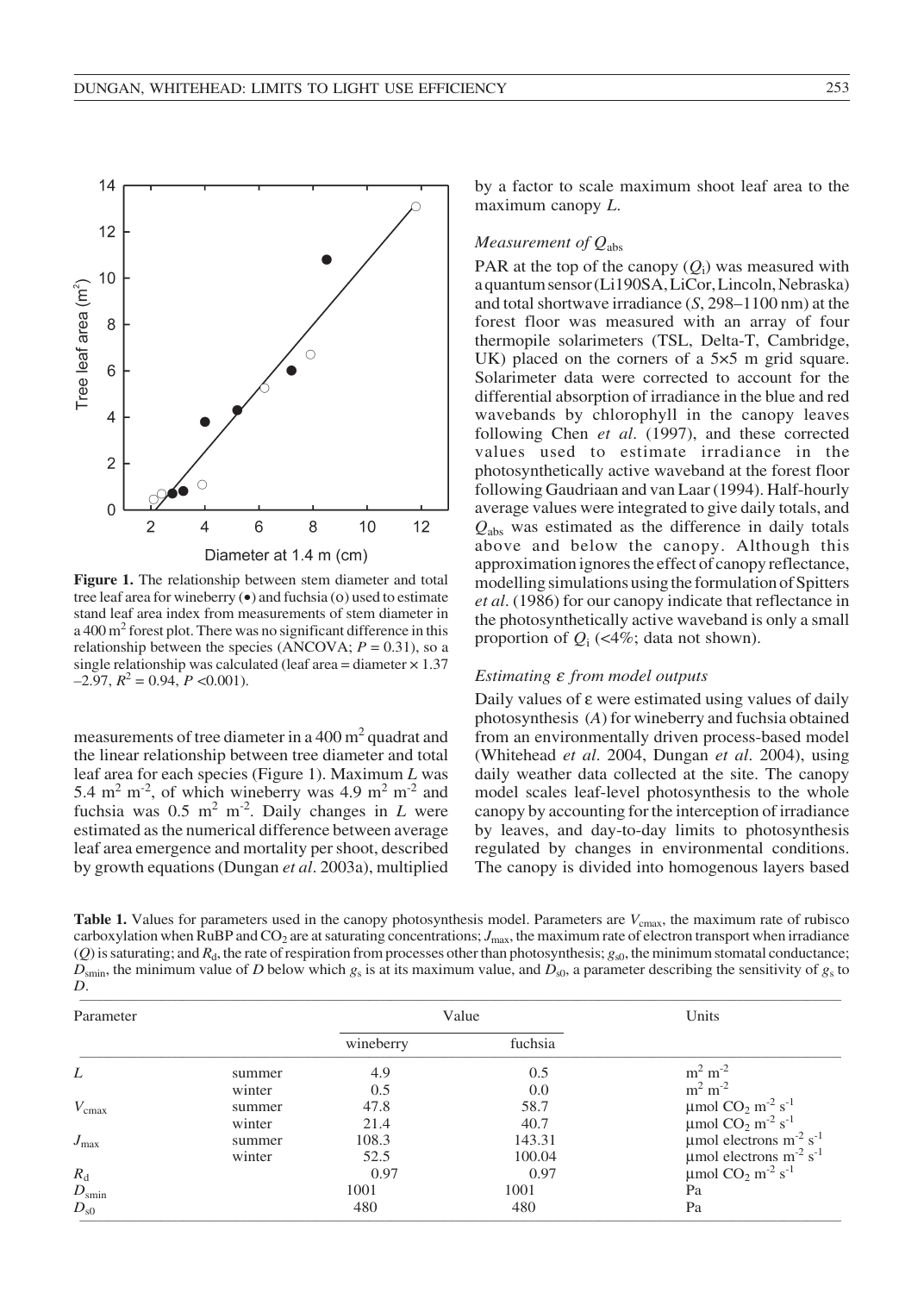**Figure 1.** The relationship between stem diameter and total tree leaf area for wineberry (•) and fuchsia (o) used to estimate stand leaf area index from measurements of stem diameter in a 400 m$^2$ forest plot. There was no significant difference in this relationship between the species (ANCOVA; $P = 0.31$), so a single relationship was calculated (leaf area = diameter × 1.37 –2.97, $R^2 = 0.94$, $P < 0.001$).

measurements of tree diameter in a 400 m$^2$ quadrat and the linear relationship between tree diameter and total leaf area for each species (Figure 1). Maximum $L$ was 5.4 m$^2$ m$^{-2}$, of which wineberry was 4.9 m$^2$ m$^{-2}$ and fuchsia was 0.5 m$^2$ m$^{-2}$. Daily changes in $L$ were estimated as the numerical difference between average leaf area emergence and mortality per shoot, described by growth equations (Dungan *et al*. 2003a), multiplied by a factor to scale maximum shoot leaf area to the maximum canopy $L$.

### *Measurement of $Q_{abs}$*

PAR at the top of the canopy ($Q_i$) was measured with a quantum sensor (Li190SA, LiCor, Lincoln, Nebraska) and total shortwave irradiance ($S$, 298–1100 nm) at the forest floor was measured with an array of four thermopile solarimeters (TSL, Delta-T, Cambridge, UK) placed on the corners of a 5×5 m grid square. Solarimeter data were corrected to account for the differential absorption of irradiance in the blue and red wavebands by chlorophyll in the canopy leaves following Chen *et al*. (1997), and these corrected values used to estimate irradiance in the photosynthetically active waveband at the forest floor following Gaudriaan and van Laar (1994). Half-hourly average values were integrated to give daily totals, and $Q_{abs}$ was estimated as the difference in daily totals above and below the canopy. Although this approximation ignores the effect of canopy reflectance, modelling simulations using the formulation of Spitters *et al*. (1986) for our canopy indicate that reflectance in the photosynthetically active waveband is only a small proportion of $Q_i$ (<4%; data not shown).

### *Estimating ε from model outputs*

Daily values of ε were estimated using values of daily photosynthesis ($A$) for wineberry and fuchsia obtained from an environmentally driven process-based model (Whitehead *et al*. 2004, Dungan *et al*. 2004), using daily weather data collected at the site. The canopy model scales leaf-level photosynthesis to the whole canopy by accounting for the interception of irradiance by leaves, and day-to-day limits to photosynthesis regulated by changes in environmental conditions. The canopy is divided into homogenous layers based

**Table 1.** Values for parameters used in the canopy photosynthesis model. Parameters are $V_{cmax}$, the maximum rate of rubisco carboxylation when RuBP and $CO_2$ are at saturating concentrations; $J_{max}$, the maximum rate of electron transport when irradiance ($Q$) is saturating; and $R_d$, the rate of respiration from processes other than photosynthesis; $g_{s0}$, the minimum stomatal conductance; $D_{smin}$, the minimum value of $D$ below which $g_s$ is at its maximum value, and $D_{s0}$, a parameter describing the sensitivity of $g_s$ to $D$.

| Parameter | | Value | | Units |
|---|---|---|---|---|
| | | wineberry | fuchsia | |
| $L$ | summer | 4.9 | 0.5 | m$^2$ m$^{-2}$ |
| | winter | 0.5 | 0.0 | m$^2$ m$^{-2}$ |
| $V_{cmax}$ | summer | 47.8 | 58.7 | µmol $CO_2$ m$^{-2}$ s$^{-1}$ |
| | winter | 21.4 | 40.7 | µmol $CO_2$ m$^{-2}$ s$^{-1}$ |
| $J_{max}$ | summer | 108.3 | 143.31 | µmol electrons m$^{-2}$ s$^{-1}$ |
| | winter | 52.5 | 100.04 | µmol electrons m$^{-2}$ s$^{-1}$ |
| $R_d$ | | 0.97 | 0.97 | µmol $CO_2$ m$^{-2}$ s$^{-1}$ |
| $D_{smin}$ | | 1001 | 1001 | Pa |
| $D_{s0}$ | | 480 | 480 | Pa |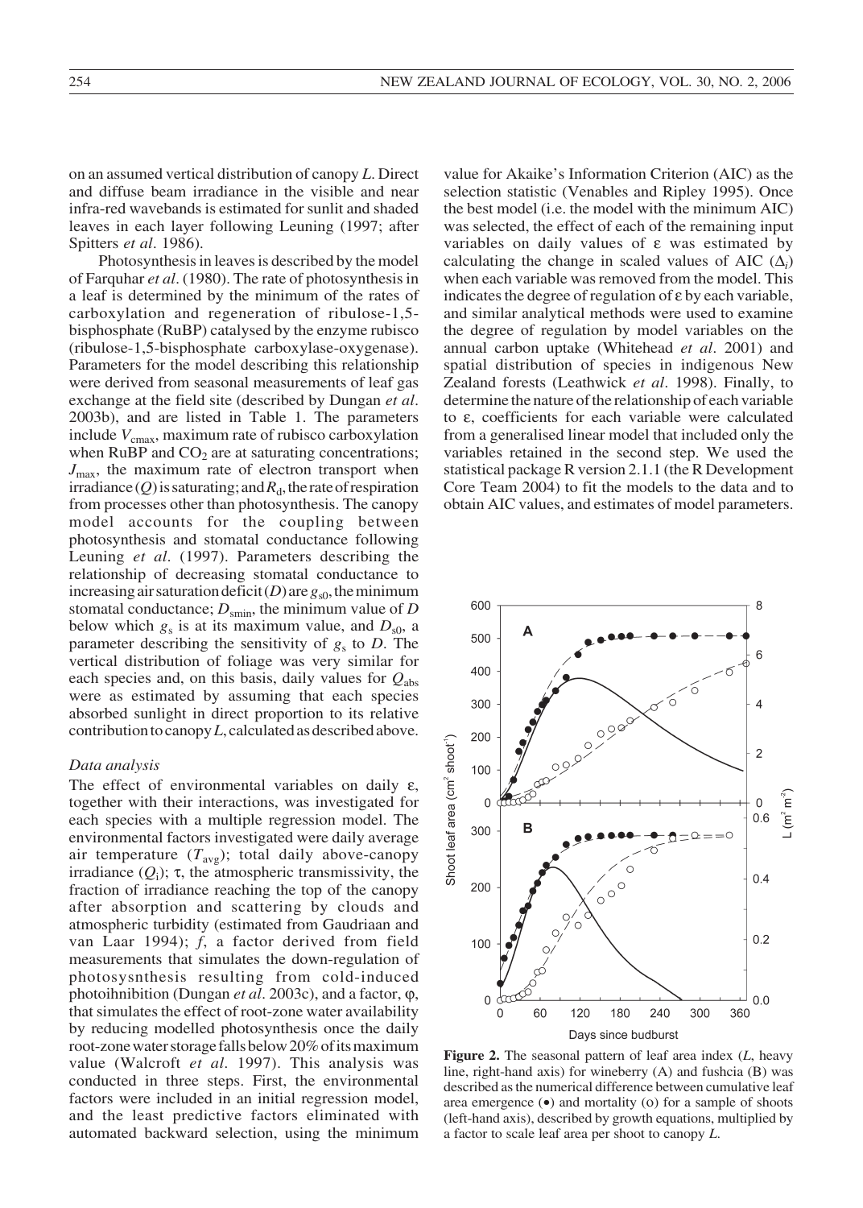on an assumed vertical distribution of canopy $L$. Direct and diffuse beam irradiance in the visible and near infra-red wavebands is estimated for sunlit and shaded leaves in each layer following Leuning (1997; after Spitters *et al*. 1986).

Photosynthesis in leaves is described by the model of Farquhar *et al*. (1980). The rate of photosynthesis in a leaf is determined by the minimum of the rates of carboxylation and regeneration of ribulose-1,5-bisphosphate (RuBP) catalysed by the enzyme rubisco (ribulose-1,5-bisphosphate carboxylase-oxygenase). Parameters for the model describing this relationship were derived from seasonal measurements of leaf gas exchange at the field site (described by Dungan *et al*. 2003b), and are listed in Table 1. The parameters include $V_{cmax}$, maximum rate of rubisco carboxylation when RuBP and $CO_2$ are at saturating concentrations; $J_{max}$, the maximum rate of electron transport when irradiance ($Q$) is saturating; and $R_d$, the rate of respiration from processes other than photosynthesis. The canopy model accounts for the coupling between photosynthesis and stomatal conductance following Leuning *et al*. (1997). Parameters describing the relationship of decreasing stomatal conductance to increasing air saturation deficit ($D$) are $g_{s0}$, the minimum stomatal conductance; $D_{smin}$, the minimum value of $D$ below which $g_s$ is at its maximum value, and $D_{s0}$, a parameter describing the sensitivity of $g_s$ to $D$. The vertical distribution of foliage was very similar for each species and, on this basis, daily values for $Q_{abs}$ were as estimated by assuming that each species absorbed sunlight in direct proportion to its relative contribution to canopy $L$, calculated as described above.

### *Data analysis*

The effect of environmental variables on daily $\varepsilon$, together with their interactions, was investigated for each species with a multiple regression model. The environmental factors investigated were daily average air temperature ($T_{avg}$); total daily above-canopy irradiance ($Q_i$); $\tau$, the atmospheric transmissivity, the fraction of irradiance reaching the top of the canopy after absorption and scattering by clouds and atmospheric turbidity (estimated from Gaudriaan and van Laar 1994); $f$, a factor derived from field measurements that simulates the down-regulation of photosysnthesis resulting from cold-induced photoihnibition (Dungan *et al*. 2003c), and a factor, $\varphi$, that simulates the effect of root-zone water availability by reducing modelled photosynthesis once the daily root-zone water storage falls below 20% of its maximum value (Walcroft *et al*. 1997). This analysis was conducted in three steps. First, the environmental factors were included in an initial regression model, and the least predictive factors eliminated with automated backward selection, using the minimum value for Akaike's Information Criterion (AIC) as the selection statistic (Venables and Ripley 1995). Once the best model (i.e. the model with the minimum AIC) was selected, the effect of each of the remaining input variables on daily values of $\varepsilon$ was estimated by calculating the change in scaled values of AIC ($\Delta_i$) when each variable was removed from the model. This indicates the degree of regulation of $\varepsilon$ by each variable, and similar analytical methods were used to examine the degree of regulation by model variables on the annual carbon uptake (Whitehead *et al*. 2001) and spatial distribution of species in indigenous New Zealand forests (Leathwick *et al*. 1998). Finally, to determine the nature of the relationship of each variable to $\varepsilon$, coefficients for each variable were calculated from a generalised linear model that included only the variables retained in the second step. We used the statistical package R version 2.1.1 (the R Development Core Team 2004) to fit the models to the data and to obtain AIC values, and estimates of model parameters.

**Figure 2.** The seasonal pattern of leaf area index ($L$, heavy line, right-hand axis) for wineberry (A) and fushcia (B) was described as the numerical difference between cumulative leaf area emergence (•) and mortality (o) for a sample of shoots (left-hand axis), described by growth equations, multiplied by a factor to scale leaf area per shoot to canopy $L$.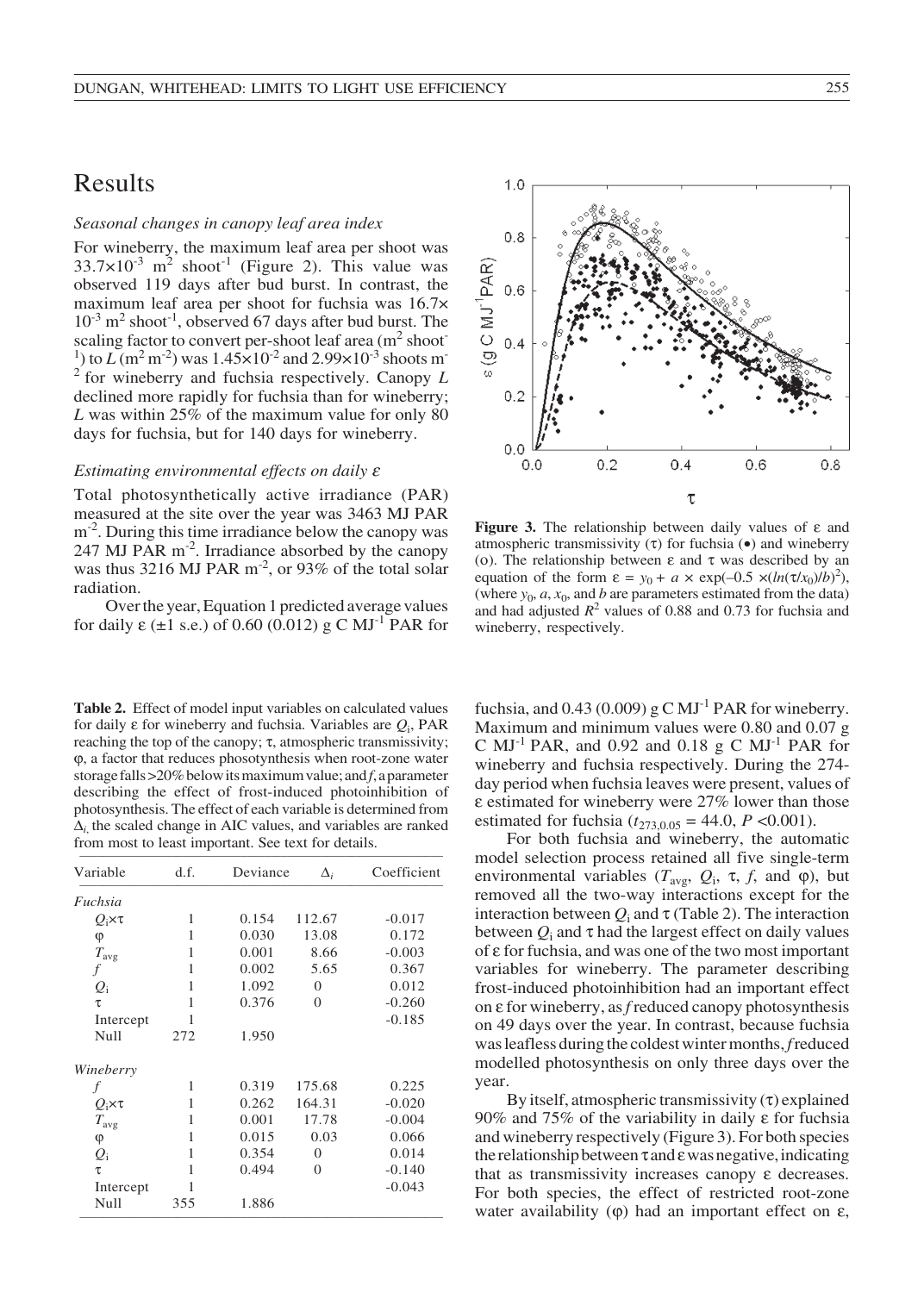# Results

### *Seasonal changes in canopy leaf area index*

For wineberry, the maximum leaf area per shoot was $33.7\times10^{-3}$ $m^2$ $shoot^{-1}$ (Figure 2). This value was observed 119 days after bud burst. In contrast, the maximum leaf area per shoot for fuchsia was $16.7\times10^{-3}$ $m^2$ $shoot^{-1}$, observed 67 days after bud burst. The scaling factor to convert per-shoot leaf area ($m^2$ $shoot^{-1}$) to $L$ ($m^2$ $m^{-2}$) was $1.45\times10^{-2}$ and $2.99\times10^{-3}$ shoots $m^{-2}$ for wineberry and fuchsia respectively. Canopy $L$ declined more rapidly for fuchsia than for wineberry; $L$ was within 25% of the maximum value for only 80 days for fuchsia, but for 140 days for wineberry.

### *Estimating environmental effects on daily ε*

Total photosynthetically active irradiance (PAR) measured at the site over the year was 3463 MJ PAR $m^{-2}$. During this time irradiance below the canopy was 247 MJ PAR $m^{-2}$. Irradiance absorbed by the canopy was thus 3216 MJ PAR $m^{-2}$, or 93% of the total solar radiation.

Over the year, Equation 1 predicted average values for daily ε (±1 s.e.) of 0.60 (0.012) g C $MJ^{-1}$ PAR for fuchsia, and 0.43 (0.009) g C $MJ^{-1}$ PAR for wineberry. Maximum and minimum values were 0.80 and 0.07 g C $MJ^{-1}$ PAR, and 0.92 and 0.18 g C $MJ^{-1}$ PAR for wineberry and fuchsia respectively. During the 274-day period when fuchsia leaves were present, values of ε estimated for wineberry were 27% lower than those estimated for fuchsia ($t_{273,0.05} = 44.0$, $P < 0.001$).

For both fuchsia and wineberry, the automatic model selection process retained all five single-term environmental variables ($T_{avg}$, $Q_i$, τ, $f$, and φ), but removed all the two-way interactions except for the interaction between $Q_i$ and τ (Table 2). The interaction between $Q_i$ and τ had the largest effect on daily values of ε for fuchsia, and was one of the two most important variables for wineberry. The parameter describing frost-induced photoinhibition had an important effect on ε for wineberry, as $f$ reduced canopy photosynthesis on 49 days over the year. In contrast, because fuchsia was leafless during the coldest winter months, $f$ reduced modelled photosynthesis on only three days over the year.

By itself, atmospheric transmissivity (τ) explained 90% and 75% of the variability in daily ε for fuchsia and wineberry respectively (Figure 3). For both species the relationship between τ and ε was negative, indicating that as transmissivity increases canopy ε decreases. For both species, the effect of restricted root-zone water availability (φ) had an important effect on ε,

**Figure 3.** The relationship between daily values of ε and atmospheric transmissivity (τ) for fuchsia (•) and wineberry (o). The relationship between ε and τ was described by an equation of the form $\varepsilon = y_0 + a \times \exp(-0.5 \times (ln(\tau/x_0)/b)^2)$, (where $y_0$, $a$, $x_0$, and $b$ are parameters estimated from the data) and had adjusted $R^2$ values of 0.88 and 0.73 for fuchsia and wineberry, respectively.

**Table 2.** Effect of model input variables on calculated values for daily ε for wineberry and fuchsia. Variables are $Q_i$, PAR reaching the top of the canopy; τ, atmospheric transmissivity; φ, a factor that reduces phosotynthesis when root-zone water storage falls >20% below its maximum value; and $f$, a parameter describing the effect of frost-induced photoinhibition of photosynthesis. The effect of each variable is determined from $\Delta_i$, the scaled change in AIC values, and variables are ranked from most to least important. See text for details.

| Variable | d.f. | Deviance | $\Delta_i$ | Coefficient |
|---|---|---|---|---|
| *Fuchsia* | | | | |
| $Q_i\times\tau$ | 1 | 0.154 | 112.67 | -0.017 |
| φ | 1 | 0.030 | 13.08 | 0.172 |
| $T_{avg}$ | 1 | 0.001 | 8.66 | -0.003 |
| $f$ | 1 | 0.002 | 5.65 | 0.367 |
| $Q_i$ | 1 | 1.092 | 0 | 0.012 |
| τ | 1 | 0.376 | 0 | -0.260 |
| Intercept | 1 | | | -0.185 |
| Null | 272 | 1.950 | | |
| *Wineberry* | | | | |
| $f$ | 1 | 0.319 | 175.68 | 0.225 |
| $Q_i\times\tau$ | 1 | 0.262 | 164.31 | -0.020 |
| $T_{avg}$ | 1 | 0.001 | 17.78 | -0.004 |
| φ | 1 | 0.015 | 0.03 | 0.066 |
| $Q_i$ | 1 | 0.354 | 0 | 0.014 |
| τ | 1 | 0.494 | 0 | -0.140 |
| Intercept | 1 | | | -0.043 |
| Null | 355 | 1.886 | | |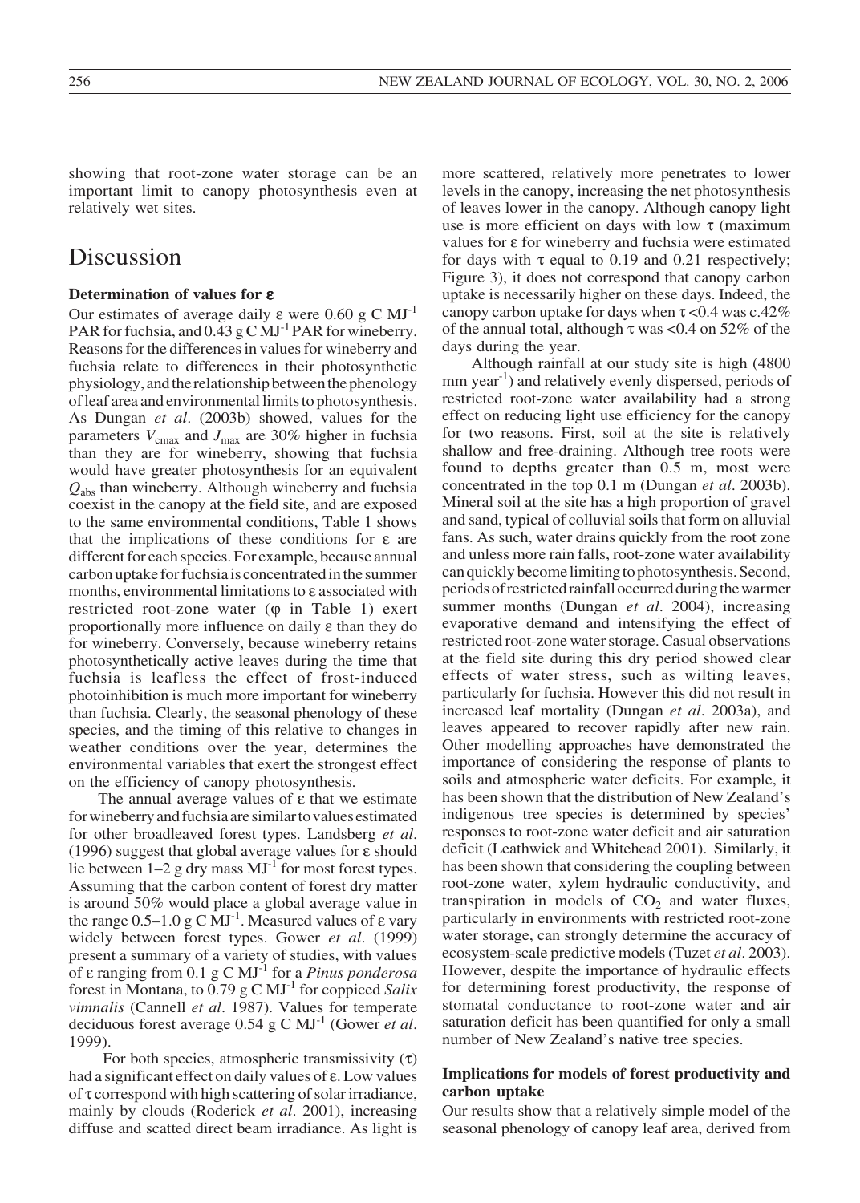showing that root-zone water storage can be an important limit to canopy photosynthesis even at relatively wet sites.

# Discussion

### Determination of values for ε

Our estimates of average daily ε were 0.60 g C $MJ^{-1}$ PAR for fuchsia, and 0.43 g C $MJ^{-1}$ PAR for wineberry. Reasons for the differences in values for wineberry and fuchsia relate to differences in their photosynthetic physiology, and the relationship between the phenology of leaf area and environmental limits to photosynthesis. As Dungan *et al*. (2003b) showed, values for the parameters $V_{cmax}$ and $J_{max}$ are 30% higher in fuchsia than they are for wineberry, showing that fuchsia would have greater photosynthesis for an equivalent $Q_{abs}$ than wineberry. Although wineberry and fuchsia coexist in the canopy at the field site, and are exposed to the same environmental conditions, Table 1 shows that the implications of these conditions for ε are different for each species. For example, because annual carbon uptake for fuchsia is concentrated in the summer months, environmental limitations to ε associated with restricted root-zone water (φ in Table 1) exert proportionally more influence on daily ε than they do for wineberry. Conversely, because wineberry retains photosynthetically active leaves during the time that fuchsia is leafless the effect of frost-induced photoinhibition is much more important for wineberry than fuchsia. Clearly, the seasonal phenology of these species, and the timing of this relative to changes in weather conditions over the year, determines the environmental variables that exert the strongest effect on the efficiency of canopy photosynthesis.

The annual average values of ε that we estimate for wineberry and fuchsia are similar to values estimated for other broadleaved forest types. Landsberg *et al*. (1996) suggest that global average values for ε should lie between 1–2 g dry mass $MJ^{-1}$ for most forest types. Assuming that the carbon content of forest dry matter is around 50% would place a global average value in the range 0.5–1.0 g C $MJ^{-1}$. Measured values of ε vary widely between forest types. Gower *et al*. (1999) present a summary of a variety of studies, with values of ε ranging from 0.1 g C $MJ^{-1}$ for a *Pinus ponderosa* forest in Montana, to 0.79 g C $MJ^{-1}$ for coppiced *Salix vimnalis* (Cannell *et al*. 1987). Values for temperate deciduous forest average 0.54 g C $MJ^{-1}$ (Gower *et al*. 1999).

For both species, atmospheric transmissivity (τ) had a significant effect on daily values of ε. Low values of τ correspond with high scattering of solar irradiance, mainly by clouds (Roderick *et al*. 2001), increasing diffuse and scatted direct beam irradiance. As light is more scattered, relatively more penetrates to lower levels in the canopy, increasing the net photosynthesis of leaves lower in the canopy. Although canopy light use is more efficient on days with low τ (maximum values for ε for wineberry and fuchsia were estimated for days with τ equal to 0.19 and 0.21 respectively; Figure 3), it does not correspond that canopy carbon uptake is necessarily higher on these days. Indeed, the canopy carbon uptake for days when τ <0.4 was c.42% of the annual total, although τ was <0.4 on 52% of the days during the year.

Although rainfall at our study site is high (4800 mm $year^{-1}$) and relatively evenly dispersed, periods of restricted root-zone water availability had a strong effect on reducing light use efficiency for the canopy for two reasons. First, soil at the site is relatively shallow and free-draining. Although tree roots were found to depths greater than 0.5 m, most were concentrated in the top 0.1 m (Dungan *et al*. 2003b). Mineral soil at the site has a high proportion of gravel and sand, typical of colluvial soils that form on alluvial fans. As such, water drains quickly from the root zone and unless more rain falls, root-zone water availability can quickly become limiting to photosynthesis. Second, periods of restricted rainfall occurred during the warmer summer months (Dungan *et al*. 2004), increasing evaporative demand and intensifying the effect of restricted root-zone water storage. Casual observations at the field site during this dry period showed clear effects of water stress, such as wilting leaves, particularly for fuchsia. However this did not result in increased leaf mortality (Dungan *et al*. 2003a), and leaves appeared to recover rapidly after new rain. Other modelling approaches have demonstrated the importance of considering the response of plants to soils and atmospheric water deficits. For example, it has been shown that the distribution of New Zealand's indigenous tree species is determined by species' responses to root-zone water deficit and air saturation deficit (Leathwick and Whitehead 2001). Similarly, it has been shown that considering the coupling between root-zone water, xylem hydraulic conductivity, and transpiration in models of $CO_2$ and water fluxes, particularly in environments with restricted root-zone water storage, can strongly determine the accuracy of ecosystem-scale predictive models (Tuzet *et al*. 2003). However, despite the importance of hydraulic effects for determining forest productivity, the response of stomatal conductance to root-zone water and air saturation deficit has been quantified for only a small number of New Zealand's native tree species.

### Implications for models of forest productivity and carbon uptake

Our results show that a relatively simple model of the seasonal phenology of canopy leaf area, derived from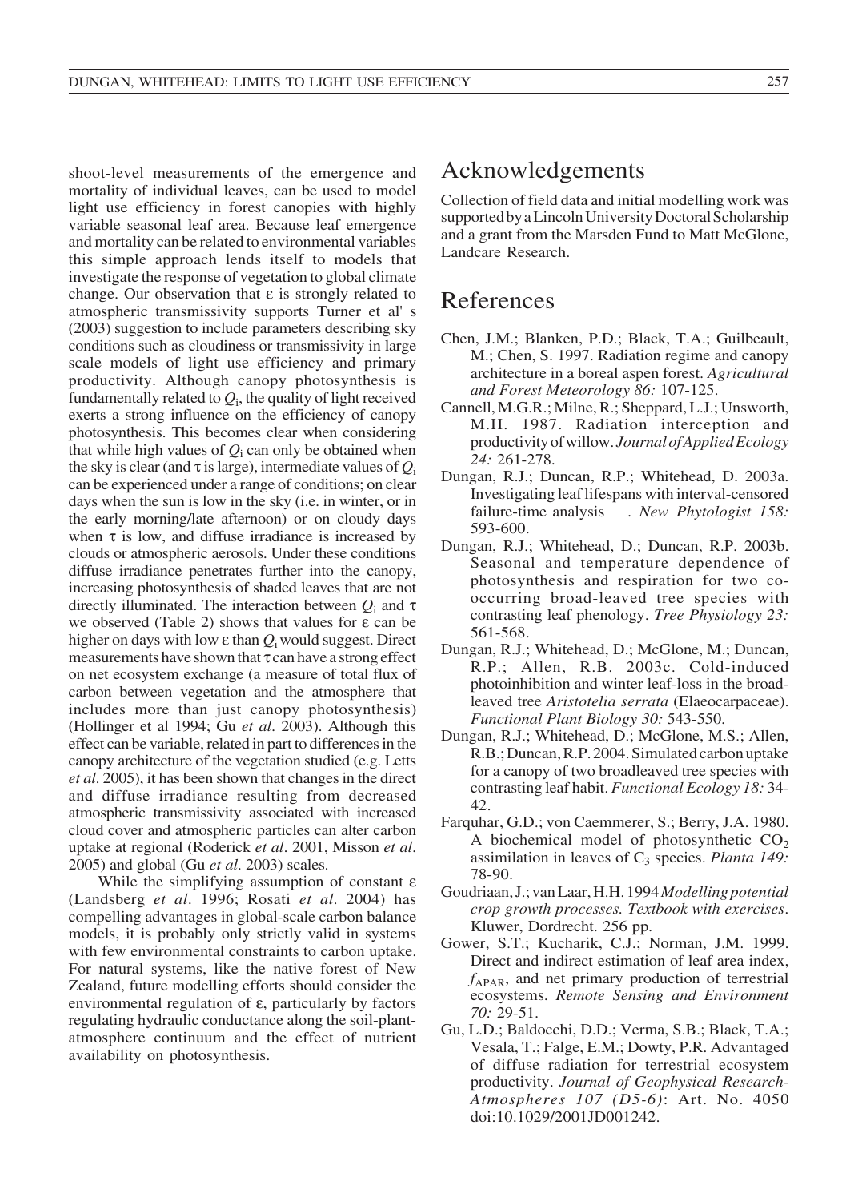shoot-level measurements of the emergence and mortality of individual leaves, can be used to model light use efficiency in forest canopies with highly variable seasonal leaf area. Because leaf emergence and mortality can be related to environmental variables this simple approach lends itself to models that investigate the response of vegetation to global climate change. Our observation that ε is strongly related to atmospheric transmissivity supports Turner et al' s (2003) suggestion to include parameters describing sky conditions such as cloudiness or transmissivity in large scale models of light use efficiency and primary productivity. Although canopy photosynthesis is fundamentally related to $Q_i$, the quality of light received exerts a strong influence on the efficiency of canopy photosynthesis. This becomes clear when considering that while high values of $Q_i$ can only be obtained when the sky is clear (and τ is large), intermediate values of $Q_i$ can be experienced under a range of conditions; on clear days when the sun is low in the sky (i.e. in winter, or in the early morning/late afternoon) or on cloudy days when τ is low, and diffuse irradiance is increased by clouds or atmospheric aerosols. Under these conditions diffuse irradiance penetrates further into the canopy, increasing photosynthesis of shaded leaves that are not directly illuminated. The interaction between $Q_i$ and τ we observed (Table 2) shows that values for ε can be higher on days with low ε than $Q_i$ would suggest. Direct measurements have shown that τ can have a strong effect on net ecosystem exchange (a measure of total flux of carbon between vegetation and the atmosphere that includes more than just canopy photosynthesis) (Hollinger et al 1994; Gu *et al*. 2003). Although this effect can be variable, related in part to differences in the canopy architecture of the vegetation studied (e.g. Letts *et al*. 2005), it has been shown that changes in the direct and diffuse irradiance resulting from decreased atmospheric transmissivity associated with increased cloud cover and atmospheric particles can alter carbon uptake at regional (Roderick *et al*. 2001, Misson *et al*. 2005) and global (Gu *et al*. 2003) scales.

While the simplifying assumption of constant ε (Landsberg *et al*. 1996; Rosati *et al*. 2004) has compelling advantages in global-scale carbon balance models, it is probably only strictly valid in systems with few environmental constraints to carbon uptake. For natural systems, like the native forest of New Zealand, future modelling efforts should consider the environmental regulation of ε, particularly by factors regulating hydraulic conductance along the soil-plant-atmosphere continuum and the effect of nutrient availability on photosynthesis.

# Acknowledgements

Collection of field data and initial modelling work was supported by a Lincoln University Doctoral Scholarship and a grant from the Marsden Fund to Matt McGlone, Landcare Research.

# References

Chen, J.M.; Blanken, P.D.; Black, T.A.; Guilbeault, M.; Chen, S. 1997. Radiation regime and canopy architecture in a boreal aspen forest. *Agricultural and Forest Meteorology 86:* 107-125.

Cannell, M.G.R.; Milne, R.; Sheppard, L.J.; Unsworth, M.H. 1987. Radiation interception and productivity of willow. *Journal of Applied Ecology 24:* 261-278.

Dungan, R.J.; Duncan, R.P.; Whitehead, D. 2003a. Investigating leaf lifespans with interval-censored failure-time analysis . *New Phytologist 158:* 593-600.

Dungan, R.J.; Whitehead, D.; Duncan, R.P. 2003b. Seasonal and temperature dependence of photosynthesis and respiration for two co-occurring broad-leaved tree species with contrasting leaf phenology. *Tree Physiology 23:* 561-568.

Dungan, R.J.; Whitehead, D.; McGlone, M.; Duncan, R.P.; Allen, R.B. 2003c. Cold-induced photoinhibition and winter leaf-loss in the broad-leaved tree *Aristotelia serrata* (Elaeocarpaceae). *Functional Plant Biology 30:* 543-550.

Dungan, R.J.; Whitehead, D.; McGlone, M.S.; Allen, R.B.; Duncan, R.P. 2004. Simulated carbon uptake for a canopy of two broadleaved tree species with contrasting leaf habit. *Functional Ecology 18:* 34-42.

Farquhar, G.D.; von Caemmerer, S.; Berry, J.A. 1980. A biochemical model of photosynthetic $CO_2$ assimilation in leaves of $C_3$ species. *Planta 149:* 78-90.

Goudriaan, J.; van Laar, H.H. 1994 *Modelling potential crop growth processes. Textbook with exercises*. Kluwer, Dordrecht. 256 pp.

Gower, S.T.; Kucharik, C.J.; Norman, J.M. 1999. Direct and indirect estimation of leaf area index, $f_{APAR}$, and net primary production of terrestrial ecosystems. *Remote Sensing and Environment 70:* 29-51.

Gu, L.D.; Baldocchi, D.D.; Verma, S.B.; Black, T.A.; Vesala, T.; Falge, E.M.; Dowty, P.R. Advantaged of diffuse radiation for terrestrial ecosystem productivity. *Journal of Geophysical Research-Atmospheres 107 (D5-6)*: Art. No. 4050 doi:10.1029/2001JD001242.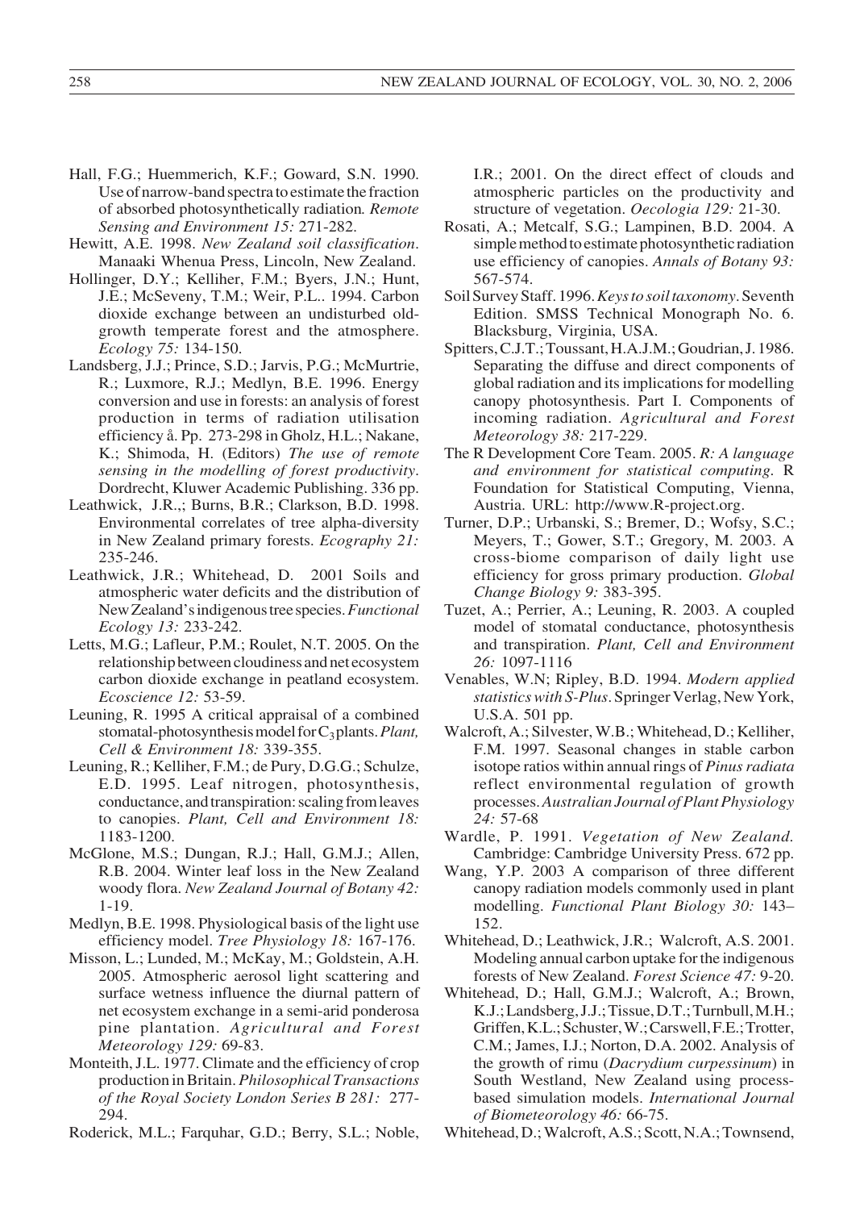Hall, F.G.; Huemmerich, K.F.; Goward, S.N. 1990. Use of narrow-band spectra to estimate the fraction of absorbed photosynthetically radiation. *Remote Sensing and Environment 15:* 271-282.

Hewitt, A.E. 1998. *New Zealand soil classification*. Manaaki Whenua Press, Lincoln, New Zealand.

Hollinger, D.Y.; Kelliher, F.M.; Byers, J.N.; Hunt, J.E.; McSeveny, T.M.; Weir, P.L.. 1994. Carbon dioxide exchange between an undisturbed old-growth temperate forest and the atmosphere. *Ecology 75:* 134-150.

Landsberg, J.J.; Prince, S.D.; Jarvis, P.G.; McMurtrie, R.; Luxmore, R.J.; Medlyn, B.E. 1996. Energy conversion and use in forests: an analysis of forest production in terms of radiation utilisation efficiency å. Pp. 273-298 in Gholz, H.L.; Nakane, K.; Shimoda, H. (Editors) *The use of remote sensing in the modelling of forest productivity*. Dordrecht, Kluwer Academic Publishing. 336 pp.

Leathwick, J.R.,; Burns, B.R.; Clarkson, B.D. 1998. Environmental correlates of tree alpha-diversity in New Zealand primary forests. *Ecography 21:* 235-246.

Leathwick, J.R.; Whitehead, D. 2001 Soils and atmospheric water deficits and the distribution of New Zealand's indigenous tree species. *Functional Ecology 13:* 233-242.

Letts, M.G.; Lafleur, P.M.; Roulet, N.T. 2005. On the relationship between cloudiness and net ecosystem carbon dioxide exchange in peatland ecosystem. *Ecoscience 12:* 53-59.

Leuning, R. 1995 A critical appraisal of a combined stomatal-photosynthesis model for $C_3$ plants. *Plant, Cell & Environment 18:* 339-355.

Leuning, R.; Kelliher, F.M.; de Pury, D.G.G.; Schulze, E.D. 1995. Leaf nitrogen, photosynthesis, conductance, and transpiration: scaling from leaves to canopies. *Plant, Cell and Environment 18:* 1183-1200.

McGlone, M.S.; Dungan, R.J.; Hall, G.M.J.; Allen, R.B. 2004. Winter leaf loss in the New Zealand woody flora. *New Zealand Journal of Botany 42:* 1-19.

Medlyn, B.E. 1998. Physiological basis of the light use efficiency model. *Tree Physiology 18:* 167-176.

Misson, L.; Lunded, M.; McKay, M.; Goldstein, A.H. 2005. Atmospheric aerosol light scattering and surface wetness influence the diurnal pattern of net ecosystem exchange in a semi-arid ponderosa pine plantation. *Agricultural and Forest Meteorology 129:* 69-83.

Monteith, J.L. 1977. Climate and the efficiency of crop production in Britain. *Philosophical Transactions of the Royal Society London Series B 281:* 277-294.

Roderick, M.L.; Farquhar, G.D.; Berry, S.L.; Noble, I.R.; 2001. On the direct effect of clouds and atmospheric particles on the productivity and structure of vegetation. *Oecologia 129:* 21-30.

Rosati, A.; Metcalf, S.G.; Lampinen, B.D. 2004. A simple method to estimate photosynthetic radiation use efficiency of canopies. *Annals of Botany 93:* 567-574.

Soil Survey Staff. 1996. *Keys to soil taxonomy*. Seventh Edition. SMSS Technical Monograph No. 6. Blacksburg, Virginia, USA.

Spitters, C.J.T.; Toussant, H.A.J.M.; Goudrian, J. 1986. Separating the diffuse and direct components of global radiation and its implications for modelling canopy photosynthesis. Part I. Components of incoming radiation. *Agricultural and Forest Meteorology 38:* 217-229.

The R Development Core Team. 2005. *R: A language and environment for statistical computing.* R Foundation for Statistical Computing, Vienna, Austria. URL: http://www.R-project.org.

Turner, D.P.; Urbanski, S.; Bremer, D.; Wofsy, S.C.; Meyers, T.; Gower, S.T.; Gregory, M. 2003. A cross-biome comparison of daily light use efficiency for gross primary production. *Global Change Biology 9:* 383-395.

Tuzet, A.; Perrier, A.; Leuning, R. 2003. A coupled model of stomatal conductance, photosynthesis and transpiration. *Plant, Cell and Environment 26:* 1097-1116

Venables, W.N; Ripley, B.D. 1994. *Modern applied statistics with S-Plus*. Springer Verlag, New York, U.S.A. 501 pp.

Walcroft, A.; Silvester, W.B.; Whitehead, D.; Kelliher, F.M. 1997. Seasonal changes in stable carbon isotope ratios within annual rings of *Pinus radiata* reflect environmental regulation of growth processes. *Australian Journal of Plant Physiology 24:* 57-68

Wardle, P. 1991. *Vegetation of New Zealand.* Cambridge: Cambridge University Press. 672 pp.

Wang, Y.P. 2003 A comparison of three different canopy radiation models commonly used in plant modelling. *Functional Plant Biology 30:* 143–152.

Whitehead, D.; Leathwick, J.R.; Walcroft, A.S. 2001. Modeling annual carbon uptake for the indigenous forests of New Zealand. *Forest Science 47:* 9-20.

Whitehead, D.; Hall, G.M.J.; Walcroft, A.; Brown, K.J.; Landsberg, J.J.; Tissue, D.T.; Turnbull, M.H.; Griffen, K.L.; Schuster, W.; Carswell, F.E.; Trotter, C.M.; James, I.J.; Norton, D.A. 2002. Analysis of the growth of rimu (*Dacrydium curpessinum*) in South Westland, New Zealand using process-based simulation models. *International Journal of Biometeorology 46:* 66-75.

Whitehead, D.; Walcroft, A.S.; Scott, N.A.; Townsend,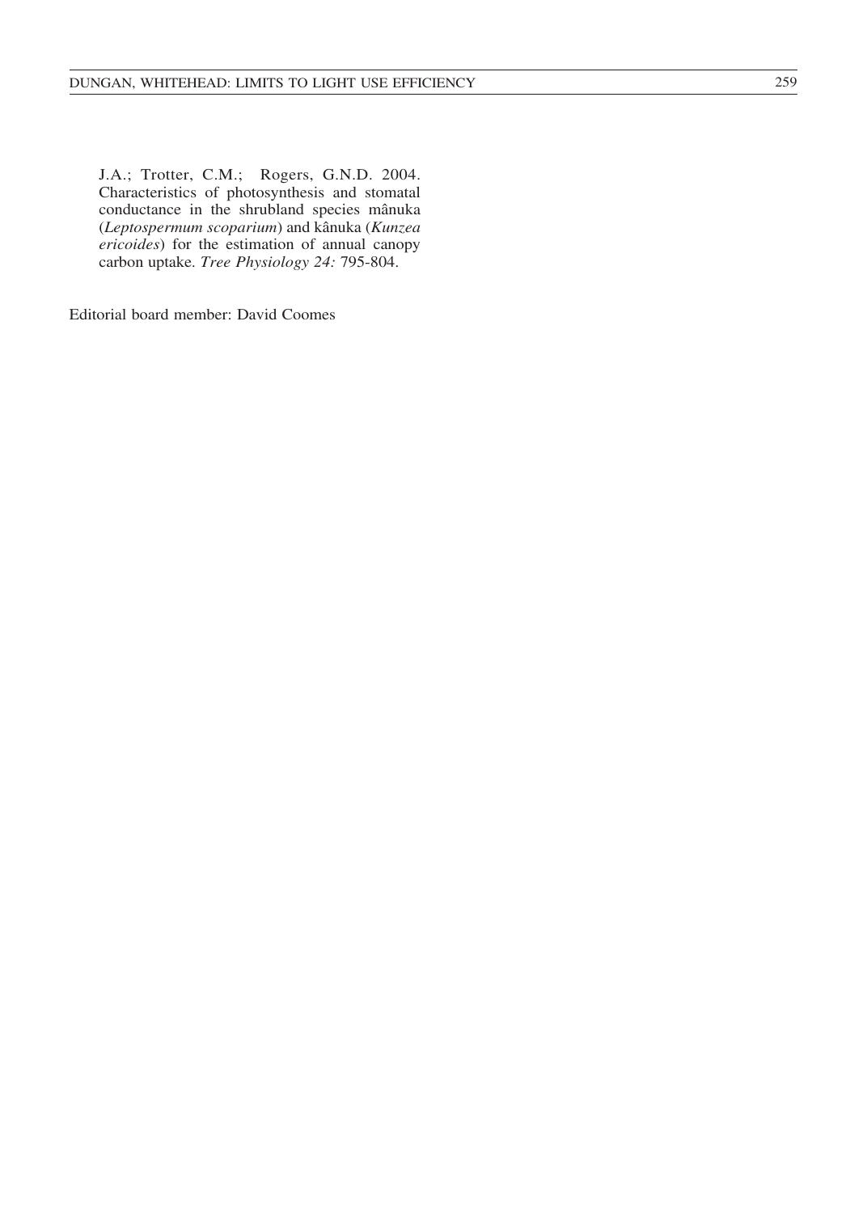J.A.; Trotter, C.M.; Rogers, G.N.D. 2004. Characteristics of photosynthesis and stomatal conductance in the shrubland species mânuka (*Leptospermum scoparium*) and kânuka (*Kunzea ericoides*) for the estimation of annual canopy carbon uptake. *Tree Physiology 24:* 795-804.

Editorial board member: David Coomes